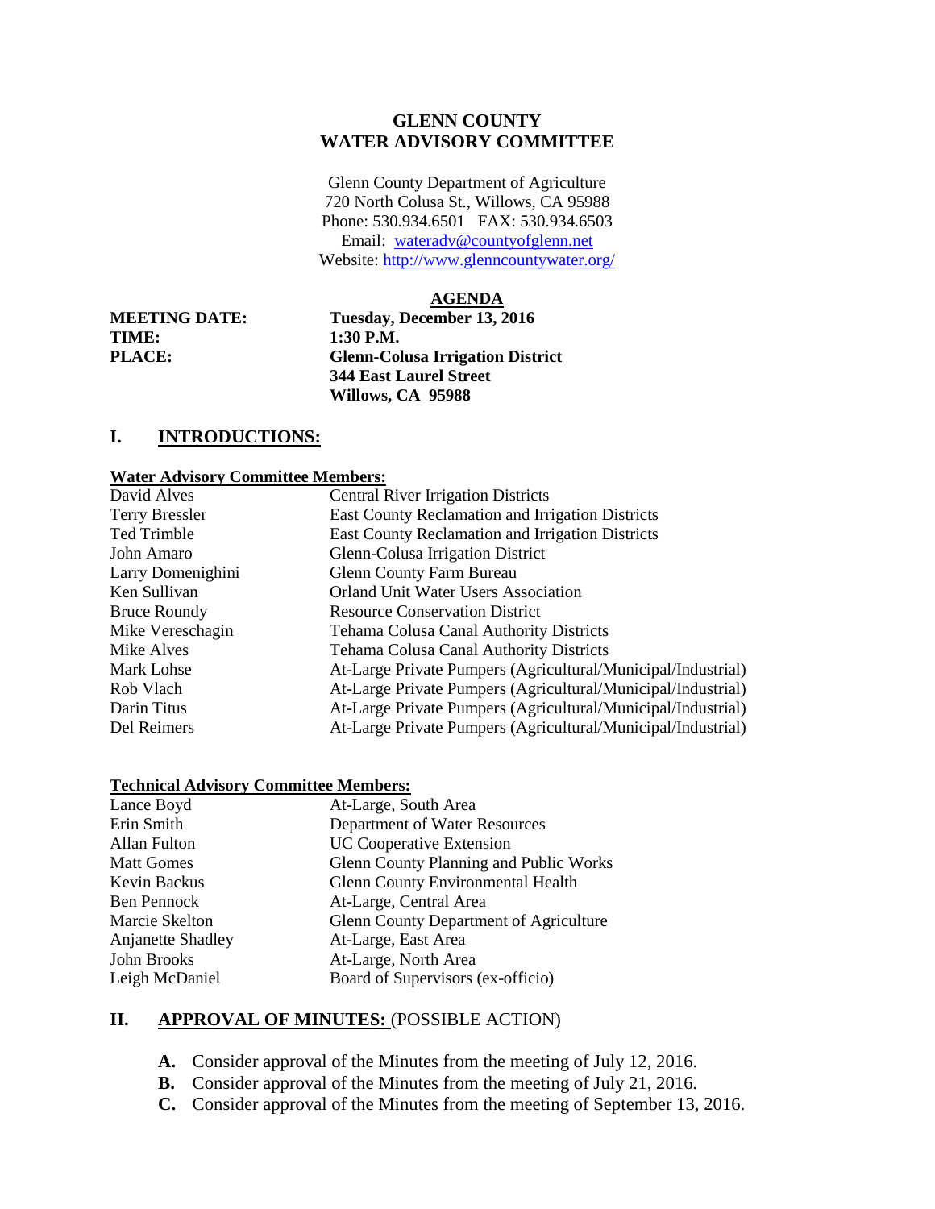# GLENN COUNTY
# WATER ADVISORY COMMITTEE

Glenn County Department of Agriculture
720 North Colusa St., Willows, CA 95988
Phone: 530.934.6501 FAX: 530.934.6503
Email: wateradv@countyofglenn.net
Website: http://www.glenncountywater.org/

**AGENDA**

| | |
|---|---|
| **MEETING DATE:** | **Tuesday, December 13, 2016** |
| **TIME:** | **1:30 P.M.** |
| **PLACE:** | **Glenn-Colusa Irrigation District**<br>**344 East Laurel Street**<br>**Willows, CA 95988** |

## I. INTRODUCTIONS:

**Water Advisory Committee Members:**

| | |
|---|---|
| David Alves | Central River Irrigation Districts |
| Terry Bressler | East County Reclamation and Irrigation Districts |
| Ted Trimble | East County Reclamation and Irrigation Districts |
| John Amaro | Glenn-Colusa Irrigation District |
| Larry Domenighini | Glenn County Farm Bureau |
| Ken Sullivan | Orland Unit Water Users Association |
| Bruce Roundy | Resource Conservation District |
| Mike Vereschagin | Tehama Colusa Canal Authority Districts |
| Mike Alves | Tehama Colusa Canal Authority Districts |
| Mark Lohse | At-Large Private Pumpers (Agricultural/Municipal/Industrial) |
| Rob Vlach | At-Large Private Pumpers (Agricultural/Municipal/Industrial) |
| Darin Titus | At-Large Private Pumpers (Agricultural/Municipal/Industrial) |
| Del Reimers | At-Large Private Pumpers (Agricultural/Municipal/Industrial) |

**Technical Advisory Committee Members:**

| | |
|---|---|
| Lance Boyd | At-Large, South Area |
| Erin Smith | Department of Water Resources |
| Allan Fulton | UC Cooperative Extension |
| Matt Gomes | Glenn County Planning and Public Works |
| Kevin Backus | Glenn County Environmental Health |
| Ben Pennock | At-Large, Central Area |
| Marcie Skelton | Glenn County Department of Agriculture |
| Anjanette Shadley | At-Large, East Area |
| John Brooks | At-Large, North Area |
| Leigh McDaniel | Board of Supervisors (ex-officio) |

## II. APPROVAL OF MINUTES: (POSSIBLE ACTION)

- **A.** Consider approval of the Minutes from the meeting of July 12, 2016.
- **B.** Consider approval of the Minutes from the meeting of July 21, 2016.
- **C.** Consider approval of the Minutes from the meeting of September 13, 2016.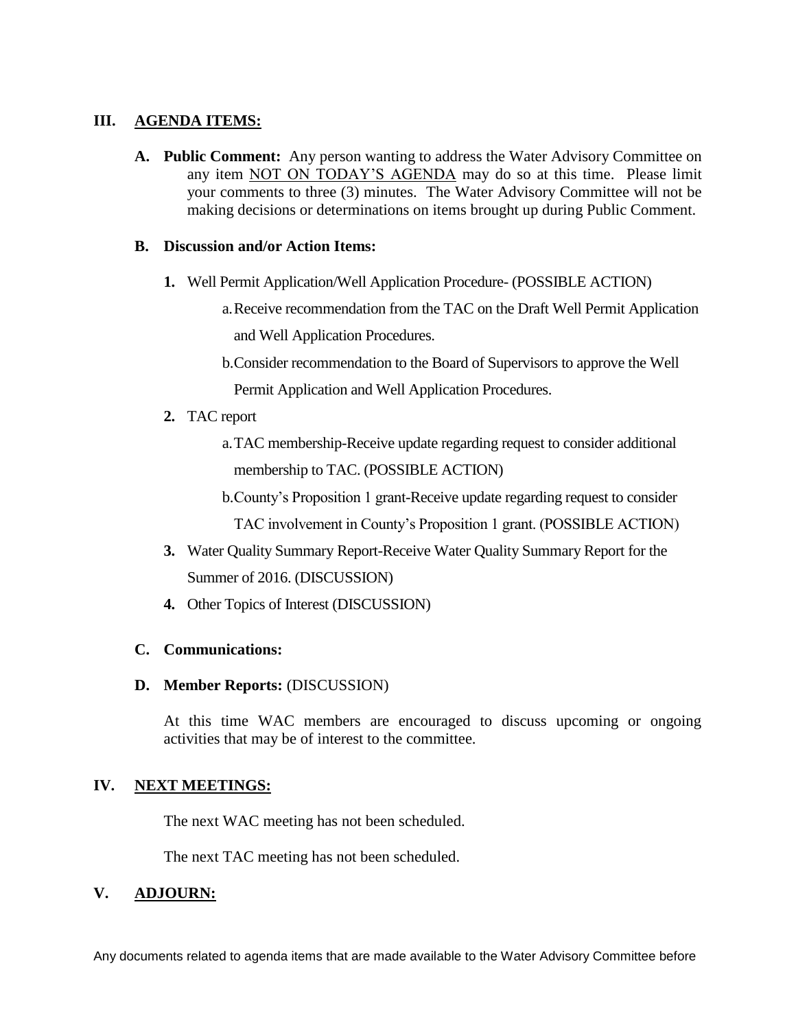## III. AGENDA ITEMS:

**A. Public Comment:** Any person wanting to address the Water Advisory Committee on any item NOT ON TODAY'S AGENDA may do so at this time. Please limit your comments to three (3) minutes. The Water Advisory Committee will not be making decisions or determinations on items brought up during Public Comment.

**B. Discussion and/or Action Items:**

1. Well Permit Application/Well Application Procedure- (POSSIBLE ACTION)
   a. Receive recommendation from the TAC on the Draft Well Permit Application and Well Application Procedures.
   b. Consider recommendation to the Board of Supervisors to approve the Well Permit Application and Well Application Procedures.
2. TAC report
   a. TAC membership-Receive update regarding request to consider additional membership to TAC. (POSSIBLE ACTION)
   b. County's Proposition 1 grant-Receive update regarding request to consider TAC involvement in County's Proposition 1 grant. (POSSIBLE ACTION)
3. Water Quality Summary Report-Receive Water Quality Summary Report for the Summer of 2016. (DISCUSSION)
4. Other Topics of Interest (DISCUSSION)

**C. Communications:**

**D. Member Reports:** (DISCUSSION)

At this time WAC members are encouraged to discuss upcoming or ongoing activities that may be of interest to the committee.

## IV. NEXT MEETINGS:

The next WAC meeting has not been scheduled.

The next TAC meeting has not been scheduled.

## V. ADJOURN:

Any documents related to agenda items that are made available to the Water Advisory Committee before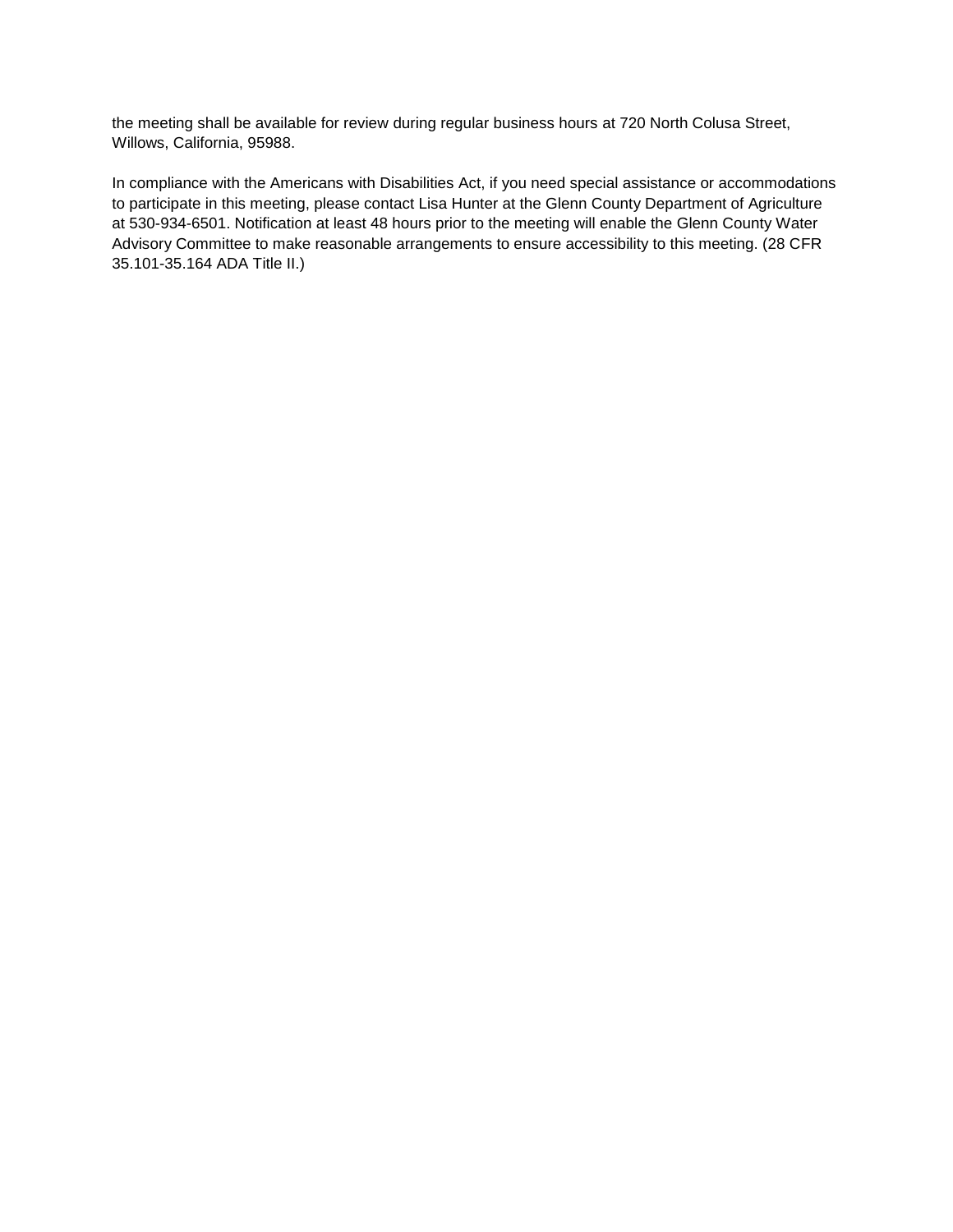the meeting shall be available for review during regular business hours at 720 North Colusa Street, Willows, California, 95988.

In compliance with the Americans with Disabilities Act, if you need special assistance or accommodations to participate in this meeting, please contact Lisa Hunter at the Glenn County Department of Agriculture at 530-934-6501. Notification at least 48 hours prior to the meeting will enable the Glenn County Water Advisory Committee to make reasonable arrangements to ensure accessibility to this meeting. (28 CFR 35.101-35.164 ADA Title II.)